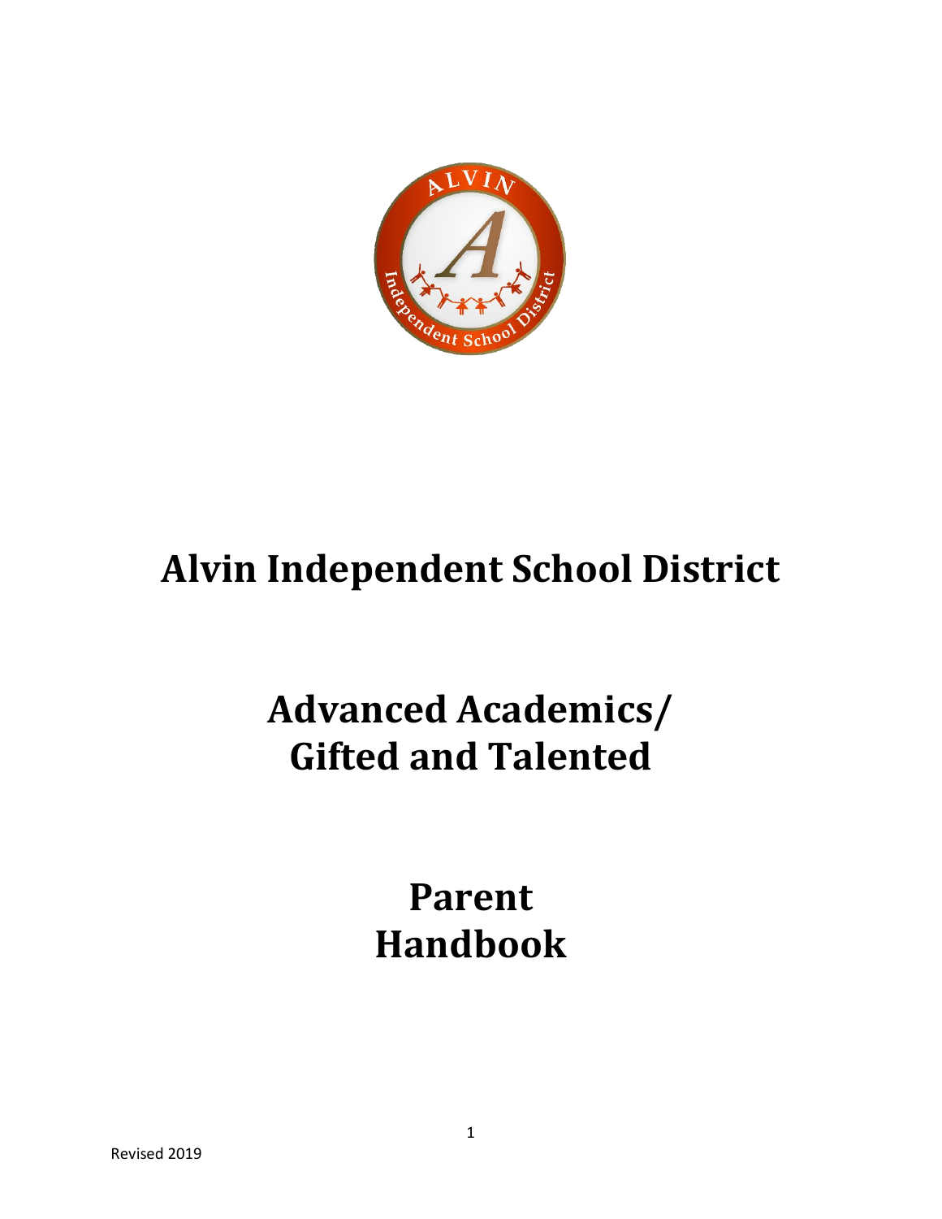# Alvin Independent School District

# Advanced Academics/ Gifted and Talented

# Parent Handbook

Revised 2019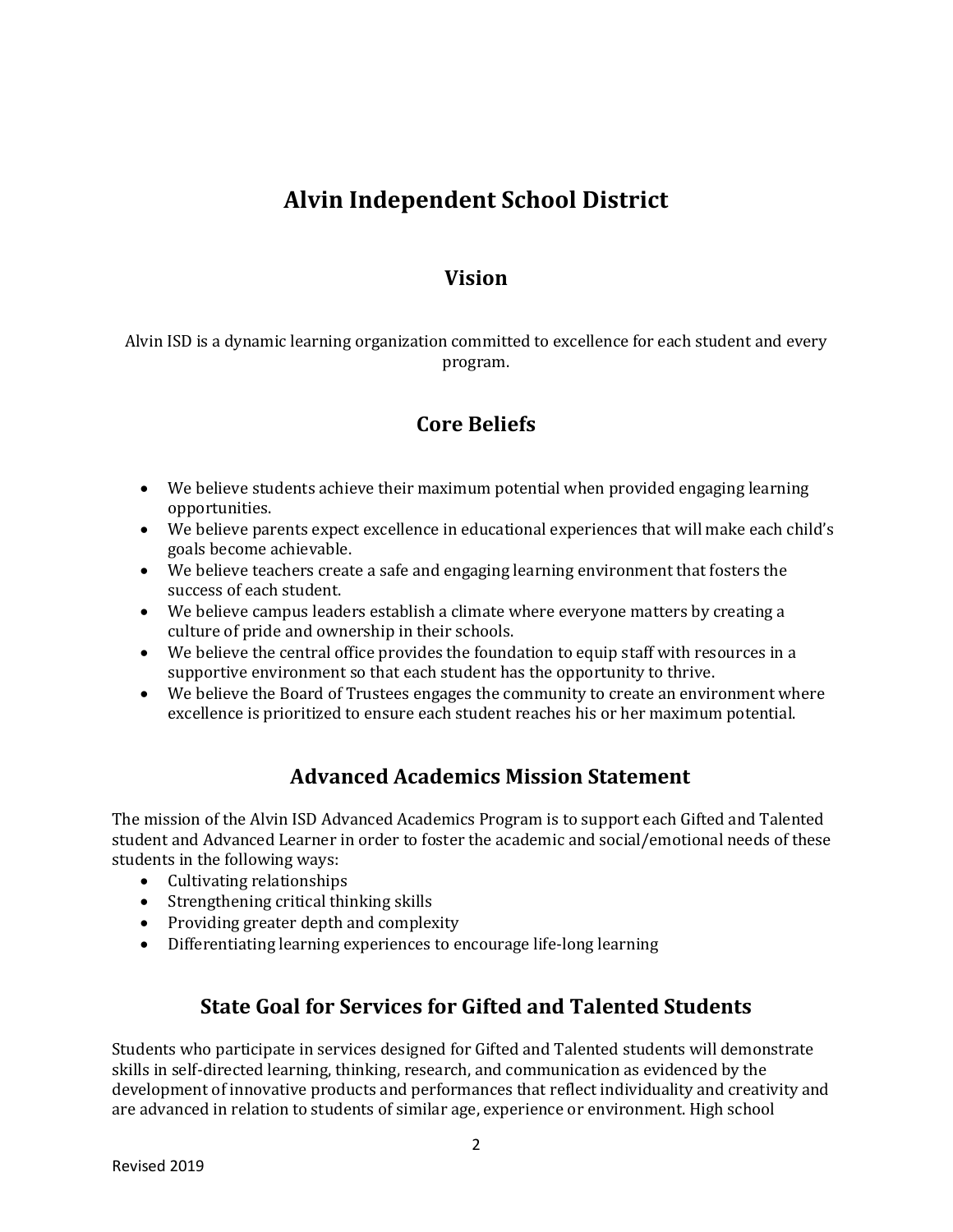# Alvin Independent School District

## Vision

Alvin ISD is a dynamic learning organization committed to excellence for each student and every program.

## Core Beliefs

- We believe students achieve their maximum potential when provided engaging learning opportunities.
- We believe parents expect excellence in educational experiences that will make each child's goals become achievable.
- We believe teachers create a safe and engaging learning environment that fosters the success of each student.
- We believe campus leaders establish a climate where everyone matters by creating a culture of pride and ownership in their schools.
- We believe the central office provides the foundation to equip staff with resources in a supportive environment so that each student has the opportunity to thrive.
- We believe the Board of Trustees engages the community to create an environment where excellence is prioritized to ensure each student reaches his or her maximum potential.

## Advanced Academics Mission Statement

The mission of the Alvin ISD Advanced Academics Program is to support each Gifted and Talented student and Advanced Learner in order to foster the academic and social/emotional needs of these students in the following ways:

- Cultivating relationships
- Strengthening critical thinking skills
- Providing greater depth and complexity
- Differentiating learning experiences to encourage life-long learning

## State Goal for Services for Gifted and Talented Students

Students who participate in services designed for Gifted and Talented students will demonstrate skills in self-directed learning, thinking, research, and communication as evidenced by the development of innovative products and performances that reflect individuality and creativity and are advanced in relation to students of similar age, experience or environment. High school

Revised 2019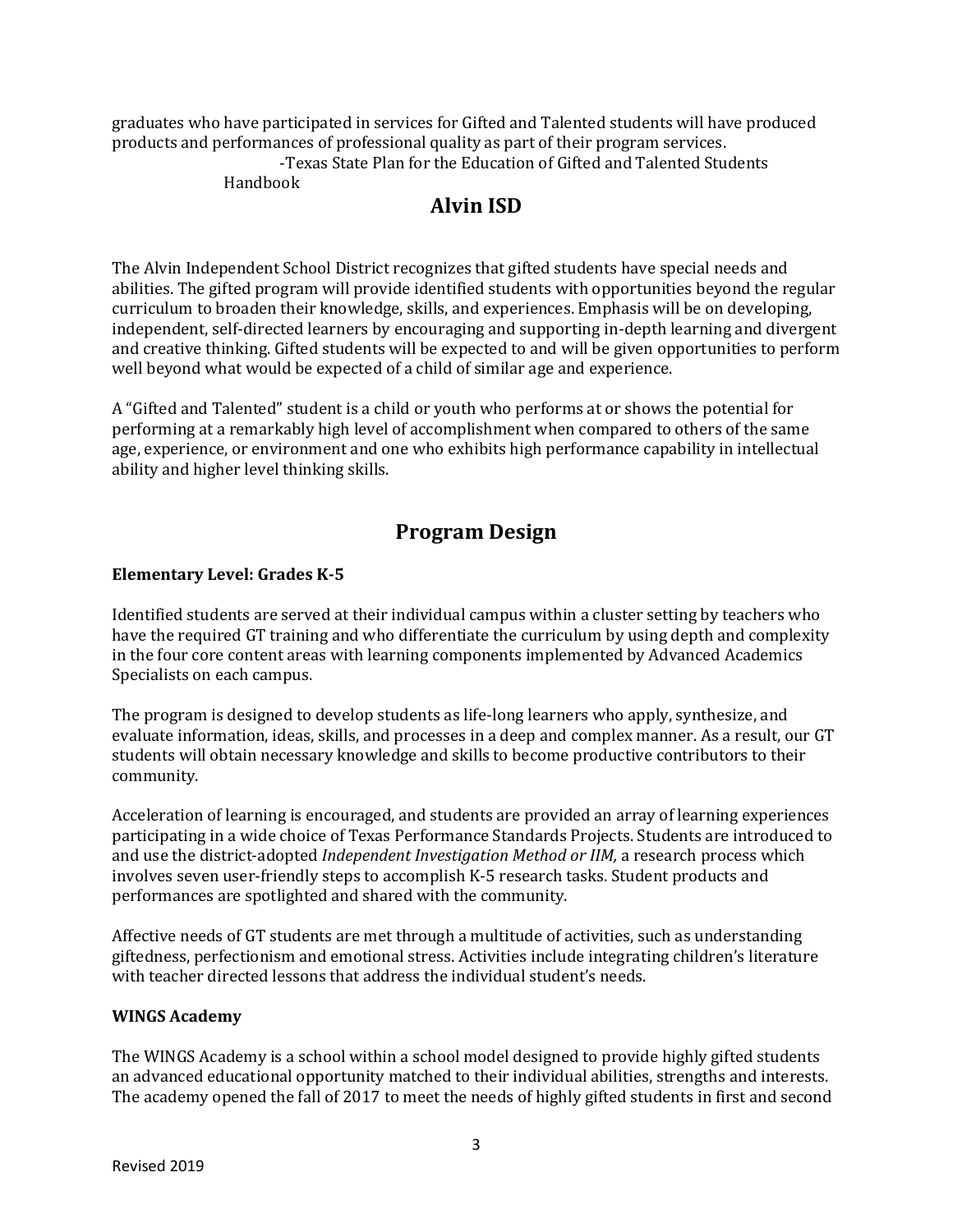graduates who have participated in services for Gifted and Talented students will have produced products and performances of professional quality as part of their program services.

-Texas State Plan for the Education of Gifted and Talented Students Handbook

## Alvin ISD

The Alvin Independent School District recognizes that gifted students have special needs and abilities. The gifted program will provide identified students with opportunities beyond the regular curriculum to broaden their knowledge, skills, and experiences. Emphasis will be on developing, independent, self-directed learners by encouraging and supporting in-depth learning and divergent and creative thinking. Gifted students will be expected to and will be given opportunities to perform well beyond what would be expected of a child of similar age and experience.

A "Gifted and Talented" student is a child or youth who performs at or shows the potential for performing at a remarkably high level of accomplishment when compared to others of the same age, experience, or environment and one who exhibits high performance capability in intellectual ability and higher level thinking skills.

## Program Design

**Elementary Level: Grades K-5**

Identified students are served at their individual campus within a cluster setting by teachers who have the required GT training and who differentiate the curriculum by using depth and complexity in the four core content areas with learning components implemented by Advanced Academics Specialists on each campus.

The program is designed to develop students as life-long learners who apply, synthesize, and evaluate information, ideas, skills, and processes in a deep and complex manner. As a result, our GT students will obtain necessary knowledge and skills to become productive contributors to their community.

Acceleration of learning is encouraged, and students are provided an array of learning experiences participating in a wide choice of Texas Performance Standards Projects. Students are introduced to and use the district-adopted *Independent Investigation Method or IIM,* a research process which involves seven user-friendly steps to accomplish K-5 research tasks. Student products and performances are spotlighted and shared with the community.

Affective needs of GT students are met through a multitude of activities, such as understanding giftedness, perfectionism and emotional stress. Activities include integrating children's literature with teacher directed lessons that address the individual student's needs.

**WINGS Academy**

The WINGS Academy is a school within a school model designed to provide highly gifted students an advanced educational opportunity matched to their individual abilities, strengths and interests. The academy opened the fall of 2017 to meet the needs of highly gifted students in first and second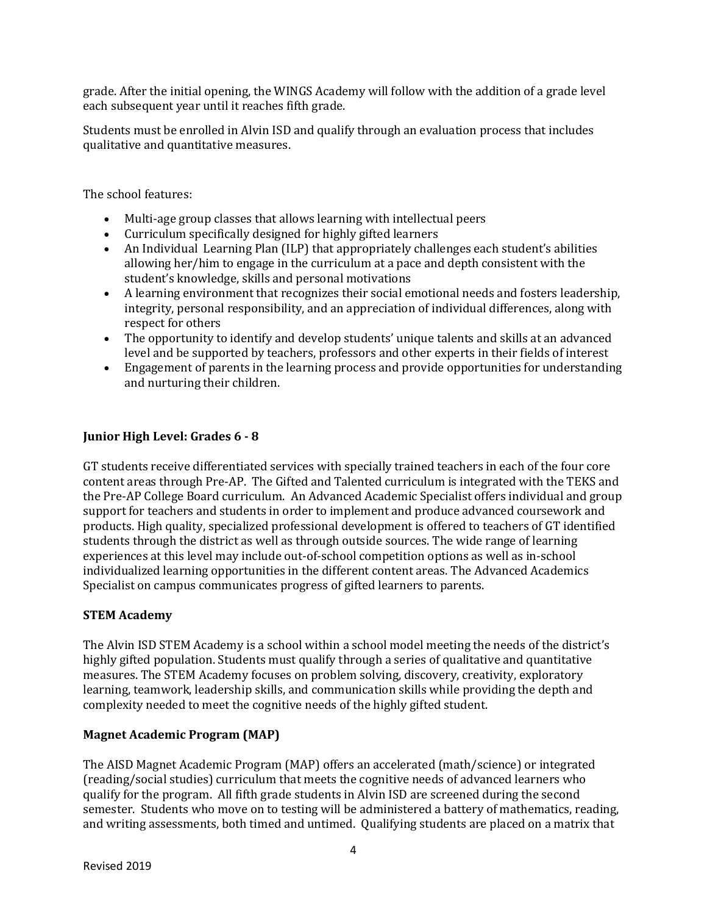grade. After the initial opening, the WINGS Academy will follow with the addition of a grade level each subsequent year until it reaches fifth grade.

Students must be enrolled in Alvin ISD and qualify through an evaluation process that includes qualitative and quantitative measures.

The school features:

- Multi-age group classes that allows learning with intellectual peers
- Curriculum specifically designed for highly gifted learners
- An Individual Learning Plan (ILP) that appropriately challenges each student's abilities allowing her/him to engage in the curriculum at a pace and depth consistent with the student's knowledge, skills and personal motivations
- A learning environment that recognizes their social emotional needs and fosters leadership, integrity, personal responsibility, and an appreciation of individual differences, along with respect for others
- The opportunity to identify and develop students' unique talents and skills at an advanced level and be supported by teachers, professors and other experts in their fields of interest
- Engagement of parents in the learning process and provide opportunities for understanding and nurturing their children.

**Junior High Level: Grades 6 - 8**

GT students receive differentiated services with specially trained teachers in each of the four core content areas through Pre-AP. The Gifted and Talented curriculum is integrated with the TEKS and the Pre-AP College Board curriculum. An Advanced Academic Specialist offers individual and group support for teachers and students in order to implement and produce advanced coursework and products. High quality, specialized professional development is offered to teachers of GT identified students through the district as well as through outside sources. The wide range of learning experiences at this level may include out-of-school competition options as well as in-school individualized learning opportunities in the different content areas. The Advanced Academics Specialist on campus communicates progress of gifted learners to parents.

**STEM Academy**

The Alvin ISD STEM Academy is a school within a school model meeting the needs of the district's highly gifted population. Students must qualify through a series of qualitative and quantitative measures. The STEM Academy focuses on problem solving, discovery, creativity, exploratory learning, teamwork, leadership skills, and communication skills while providing the depth and complexity needed to meet the cognitive needs of the highly gifted student.

**Magnet Academic Program (MAP)**

The AISD Magnet Academic Program (MAP) offers an accelerated (math/science) or integrated (reading/social studies) curriculum that meets the cognitive needs of advanced learners who qualify for the program. All fifth grade students in Alvin ISD are screened during the second semester. Students who move on to testing will be administered a battery of mathematics, reading, and writing assessments, both timed and untimed. Qualifying students are placed on a matrix that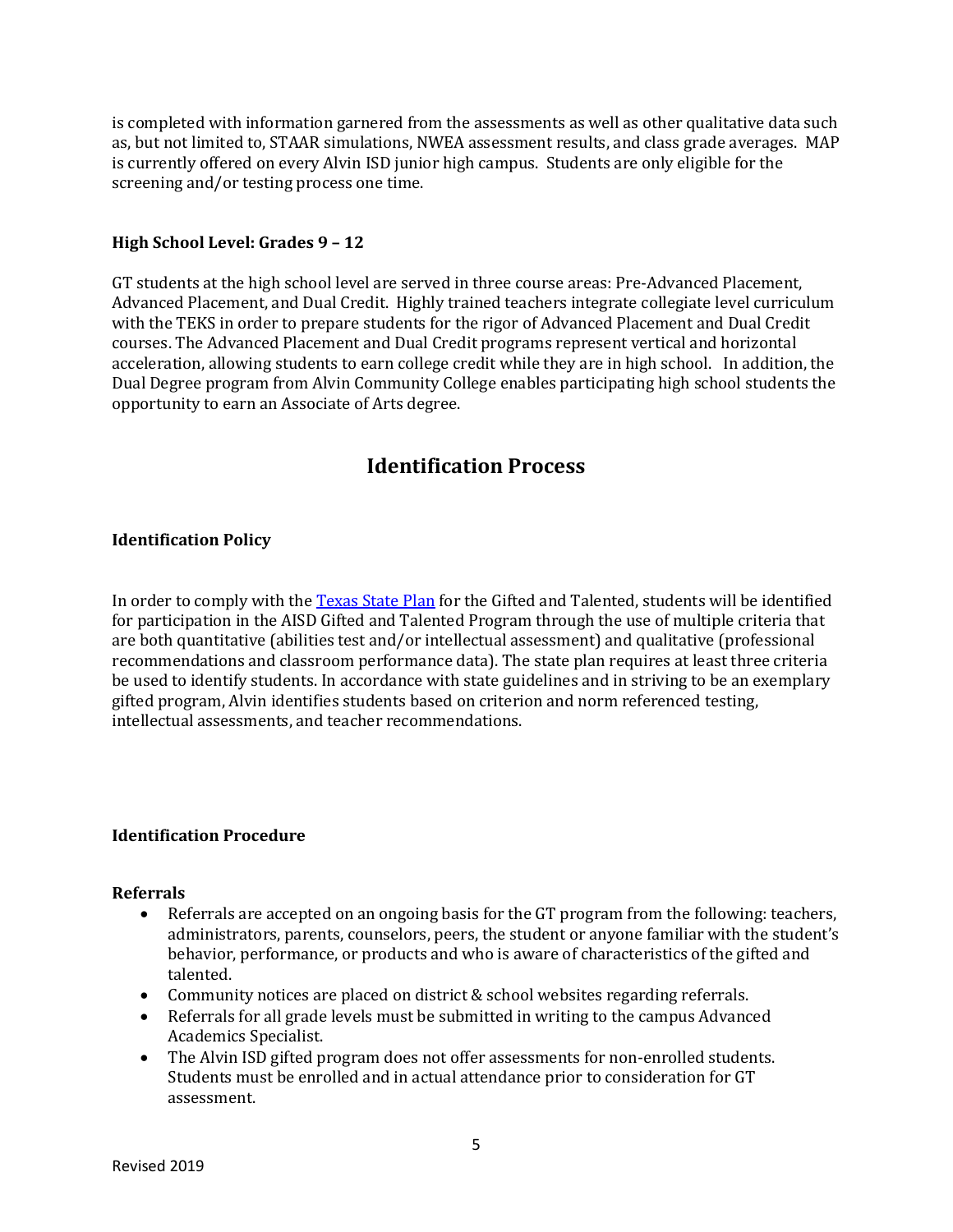is completed with information garnered from the assessments as well as other qualitative data such as, but not limited to, STAAR simulations, NWEA assessment results, and class grade averages. MAP is currently offered on every Alvin ISD junior high campus. Students are only eligible for the screening and/or testing process one time.

### High School Level: Grades 9 – 12

GT students at the high school level are served in three course areas: Pre-Advanced Placement, Advanced Placement, and Dual Credit. Highly trained teachers integrate collegiate level curriculum with the TEKS in order to prepare students for the rigor of Advanced Placement and Dual Credit courses. The Advanced Placement and Dual Credit programs represent vertical and horizontal acceleration, allowing students to earn college credit while they are in high school. In addition, the Dual Degree program from Alvin Community College enables participating high school students the opportunity to earn an Associate of Arts degree.

## Identification Process

### Identification Policy

In order to comply with the Texas State Plan for the Gifted and Talented, students will be identified for participation in the AISD Gifted and Talented Program through the use of multiple criteria that are both quantitative (abilities test and/or intellectual assessment) and qualitative (professional recommendations and classroom performance data). The state plan requires at least three criteria be used to identify students. In accordance with state guidelines and in striving to be an exemplary gifted program, Alvin identifies students based on criterion and norm referenced testing, intellectual assessments, and teacher recommendations.

### Identification Procedure

#### Referrals

- Referrals are accepted on an ongoing basis for the GT program from the following: teachers, administrators, parents, counselors, peers, the student or anyone familiar with the student's behavior, performance, or products and who is aware of characteristics of the gifted and talented.
- Community notices are placed on district & school websites regarding referrals.
- Referrals for all grade levels must be submitted in writing to the campus Advanced Academics Specialist.
- The Alvin ISD gifted program does not offer assessments for non-enrolled students. Students must be enrolled and in actual attendance prior to consideration for GT assessment.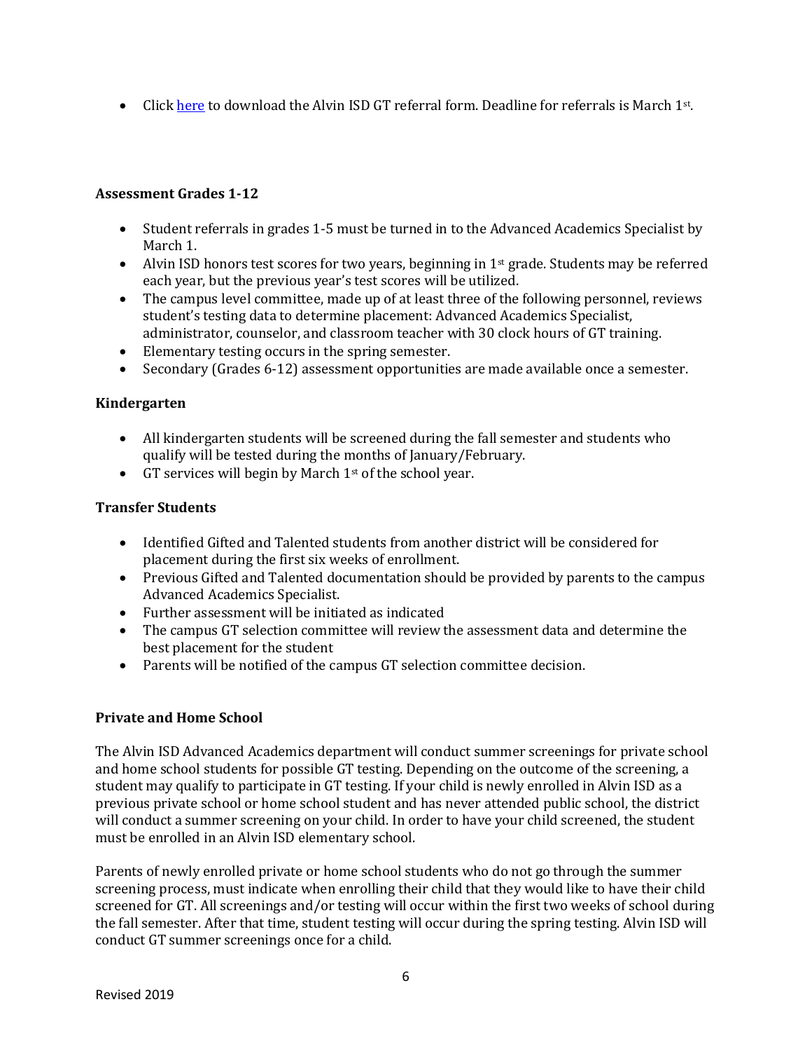- Click here to download the Alvin ISD GT referral form. Deadline for referrals is March 1st.

### Assessment Grades 1-12

- Student referrals in grades 1-5 must be turned in to the Advanced Academics Specialist by March 1.
- Alvin ISD honors test scores for two years, beginning in 1st grade. Students may be referred each year, but the previous year's test scores will be utilized.
- The campus level committee, made up of at least three of the following personnel, reviews student's testing data to determine placement: Advanced Academics Specialist, administrator, counselor, and classroom teacher with 30 clock hours of GT training.
- Elementary testing occurs in the spring semester.
- Secondary (Grades 6-12) assessment opportunities are made available once a semester.

### Kindergarten

- All kindergarten students will be screened during the fall semester and students who qualify will be tested during the months of January/February.
- GT services will begin by March 1st of the school year.

### Transfer Students

- Identified Gifted and Talented students from another district will be considered for placement during the first six weeks of enrollment.
- Previous Gifted and Talented documentation should be provided by parents to the campus Advanced Academics Specialist.
- Further assessment will be initiated as indicated
- The campus GT selection committee will review the assessment data and determine the best placement for the student
- Parents will be notified of the campus GT selection committee decision.

### Private and Home School

The Alvin ISD Advanced Academics department will conduct summer screenings for private school and home school students for possible GT testing. Depending on the outcome of the screening, a student may qualify to participate in GT testing. If your child is newly enrolled in Alvin ISD as a previous private school or home school student and has never attended public school, the district will conduct a summer screening on your child. In order to have your child screened, the student must be enrolled in an Alvin ISD elementary school.

Parents of newly enrolled private or home school students who do not go through the summer screening process, must indicate when enrolling their child that they would like to have their child screened for GT. All screenings and/or testing will occur within the first two weeks of school during the fall semester. After that time, student testing will occur during the spring testing. Alvin ISD will conduct GT summer screenings once for a child.

Revised 2019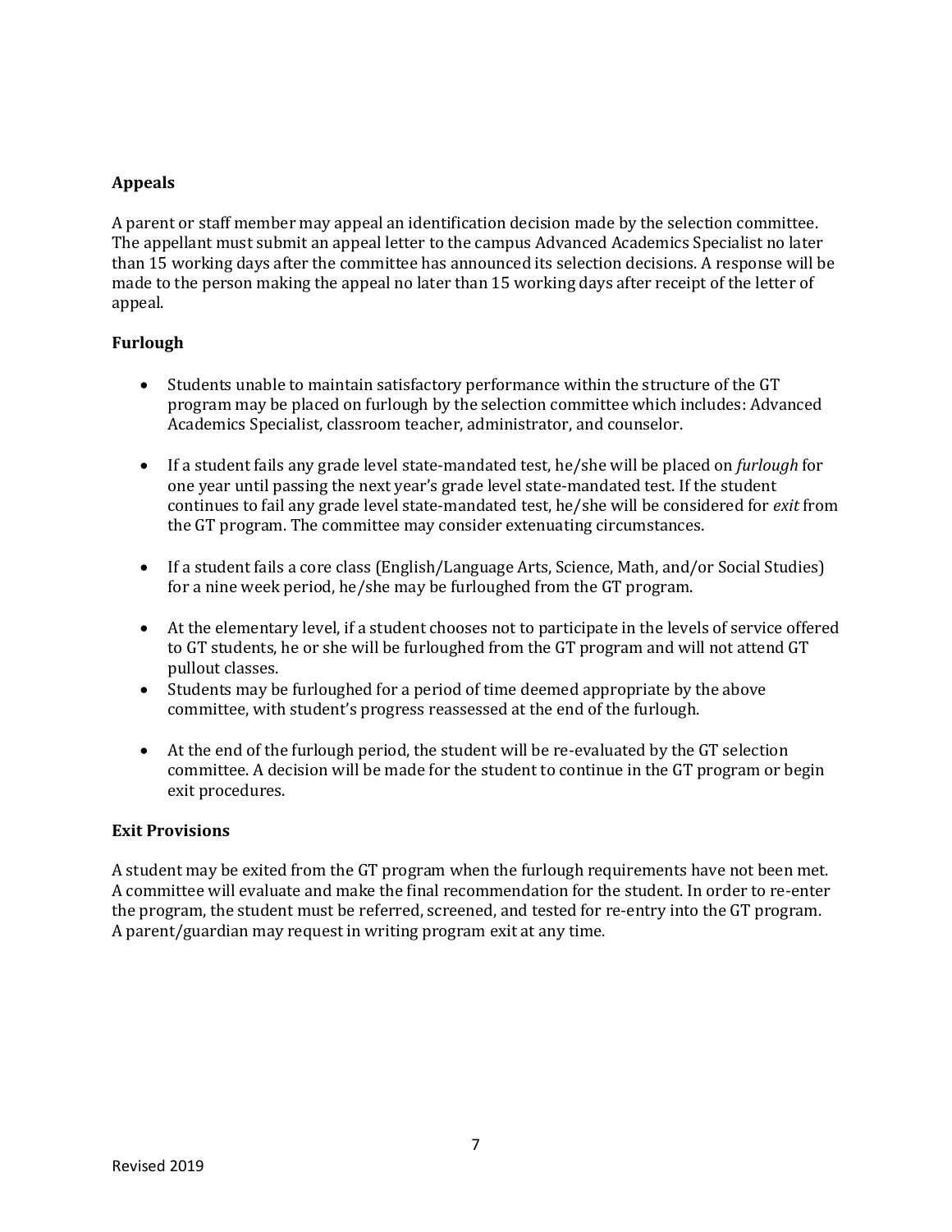**Appeals**

A parent or staff member may appeal an identification decision made by the selection committee. The appellant must submit an appeal letter to the campus Advanced Academics Specialist no later than 15 working days after the committee has announced its selection decisions. A response will be made to the person making the appeal no later than 15 working days after receipt of the letter of appeal.

**Furlough**

- Students unable to maintain satisfactory performance within the structure of the GT program may be placed on furlough by the selection committee which includes: Advanced Academics Specialist, classroom teacher, administrator, and counselor.
- If a student fails any grade level state-mandated test, he/she will be placed on *furlough* for one year until passing the next year's grade level state-mandated test. If the student continues to fail any grade level state-mandated test, he/she will be considered for *exit* from the GT program. The committee may consider extenuating circumstances.
- If a student fails a core class (English/Language Arts, Science, Math, and/or Social Studies) for a nine week period, he/she may be furloughed from the GT program.
- At the elementary level, if a student chooses not to participate in the levels of service offered to GT students, he or she will be furloughed from the GT program and will not attend GT pullout classes.
- Students may be furloughed for a period of time deemed appropriate by the above committee, with student's progress reassessed at the end of the furlough.
- At the end of the furlough period, the student will be re-evaluated by the GT selection committee. A decision will be made for the student to continue in the GT program or begin exit procedures.

**Exit Provisions**

A student may be exited from the GT program when the furlough requirements have not been met. A committee will evaluate and make the final recommendation for the student. In order to re-enter the program, the student must be referred, screened, and tested for re-entry into the GT program. A parent/guardian may request in writing program exit at any time.

Revised 2019